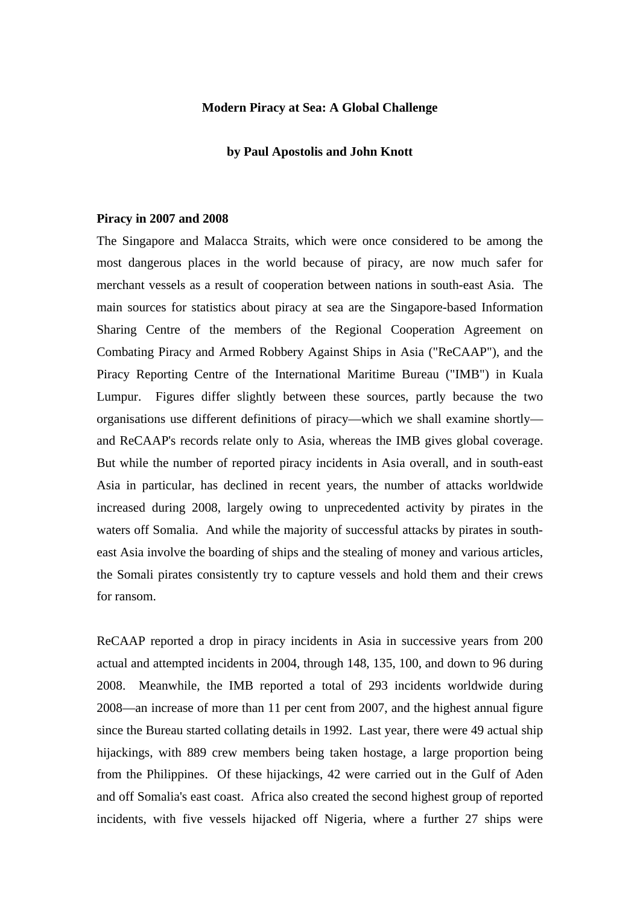# Modern Piracy at Sea: A Global Challenge

**by Paul Apostolis and John Knott**

## Piracy in 2007 and 2008

The Singapore and Malacca Straits, which were once considered to be among the most dangerous places in the world because of piracy, are now much safer for merchant vessels as a result of cooperation between nations in south-east Asia. The main sources for statistics about piracy at sea are the Singapore-based Information Sharing Centre of the members of the Regional Cooperation Agreement on Combating Piracy and Armed Robbery Against Ships in Asia ("ReCAAP"), and the Piracy Reporting Centre of the International Maritime Bureau ("IMB") in Kuala Lumpur. Figures differ slightly between these sources, partly because the two organisations use different definitions of piracy—which we shall examine shortly—and ReCAAP's records relate only to Asia, whereas the IMB gives global coverage. But while the number of reported piracy incidents in Asia overall, and in south-east Asia in particular, has declined in recent years, the number of attacks worldwide increased during 2008, largely owing to unprecedented activity by pirates in the waters off Somalia. And while the majority of successful attacks by pirates in south-east Asia involve the boarding of ships and the stealing of money and various articles, the Somali pirates consistently try to capture vessels and hold them and their crews for ransom.

ReCAAP reported a drop in piracy incidents in Asia in successive years from 200 actual and attempted incidents in 2004, through 148, 135, 100, and down to 96 during 2008. Meanwhile, the IMB reported a total of 293 incidents worldwide during 2008—an increase of more than 11 per cent from 2007, and the highest annual figure since the Bureau started collating details in 1992. Last year, there were 49 actual ship hijackings, with 889 crew members being taken hostage, a large proportion being from the Philippines. Of these hijackings, 42 were carried out in the Gulf of Aden and off Somalia's east coast. Africa also created the second highest group of reported incidents, with five vessels hijacked off Nigeria, where a further 27 ships were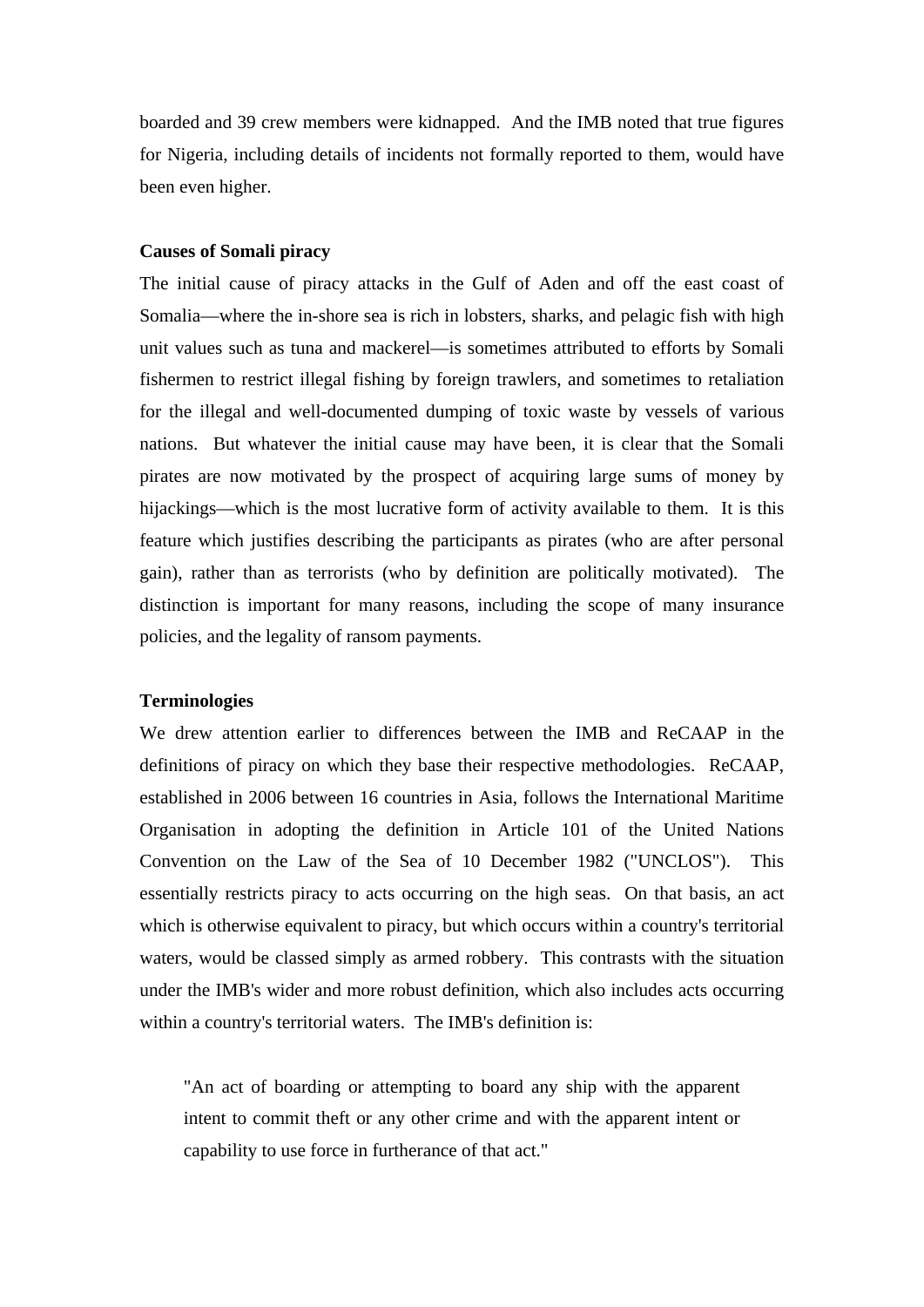boarded and 39 crew members were kidnapped. And the IMB noted that true figures for Nigeria, including details of incidents not formally reported to them, would have been even higher.

**Causes of Somali piracy**

The initial cause of piracy attacks in the Gulf of Aden and off the east coast of Somalia—where the in-shore sea is rich in lobsters, sharks, and pelagic fish with high unit values such as tuna and mackerel—is sometimes attributed to efforts by Somali fishermen to restrict illegal fishing by foreign trawlers, and sometimes to retaliation for the illegal and well-documented dumping of toxic waste by vessels of various nations. But whatever the initial cause may have been, it is clear that the Somali pirates are now motivated by the prospect of acquiring large sums of money by hijackings—which is the most lucrative form of activity available to them. It is this feature which justifies describing the participants as pirates (who are after personal gain), rather than as terrorists (who by definition are politically motivated). The distinction is important for many reasons, including the scope of many insurance policies, and the legality of ransom payments.

**Terminologies**

We drew attention earlier to differences between the IMB and ReCAAP in the definitions of piracy on which they base their respective methodologies. ReCAAP, established in 2006 between 16 countries in Asia, follows the International Maritime Organisation in adopting the definition in Article 101 of the United Nations Convention on the Law of the Sea of 10 December 1982 ("UNCLOS"). This essentially restricts piracy to acts occurring on the high seas. On that basis, an act which is otherwise equivalent to piracy, but which occurs within a country's territorial waters, would be classed simply as armed robbery. This contrasts with the situation under the IMB's wider and more robust definition, which also includes acts occurring within a country's territorial waters. The IMB's definition is:

> "An act of boarding or attempting to board any ship with the apparent intent to commit theft or any other crime and with the apparent intent or capability to use force in furtherance of that act."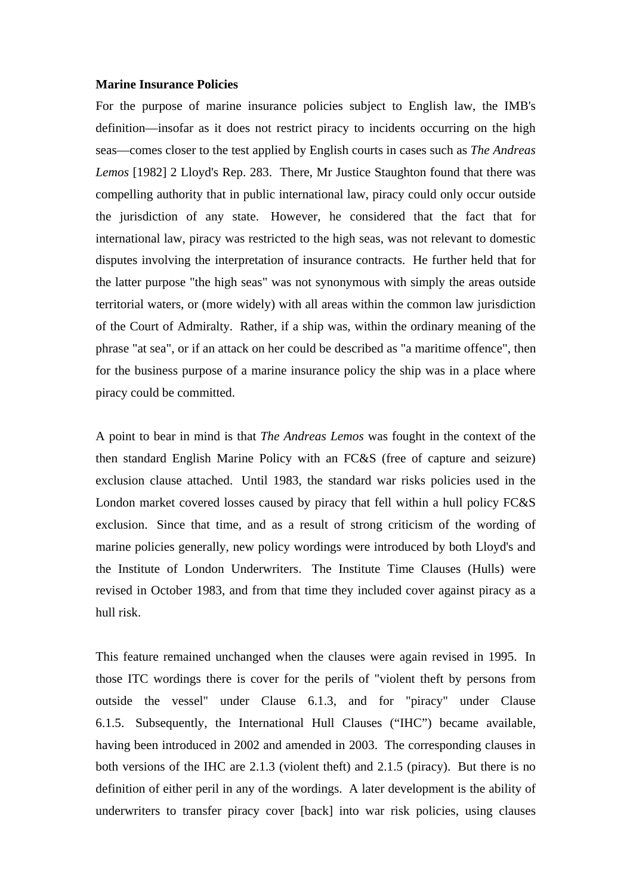**Marine Insurance Policies**

For the purpose of marine insurance policies subject to English law, the IMB's definition—insofar as it does not restrict piracy to incidents occurring on the high seas—comes closer to the test applied by English courts in cases such as *The Andreas Lemos* [1982] 2 Lloyd's Rep. 283. There, Mr Justice Staughton found that there was compelling authority that in public international law, piracy could only occur outside the jurisdiction of any state. However, he considered that the fact that for international law, piracy was restricted to the high seas, was not relevant to domestic disputes involving the interpretation of insurance contracts. He further held that for the latter purpose "the high seas" was not synonymous with simply the areas outside territorial waters, or (more widely) with all areas within the common law jurisdiction of the Court of Admiralty. Rather, if a ship was, within the ordinary meaning of the phrase "at sea", or if an attack on her could be described as "a maritime offence", then for the business purpose of a marine insurance policy the ship was in a place where piracy could be committed.

A point to bear in mind is that *The Andreas Lemos* was fought in the context of the then standard English Marine Policy with an FC&S (free of capture and seizure) exclusion clause attached. Until 1983, the standard war risks policies used in the London market covered losses caused by piracy that fell within a hull policy FC&S exclusion. Since that time, and as a result of strong criticism of the wording of marine policies generally, new policy wordings were introduced by both Lloyd's and the Institute of London Underwriters. The Institute Time Clauses (Hulls) were revised in October 1983, and from that time they included cover against piracy as a hull risk.

This feature remained unchanged when the clauses were again revised in 1995. In those ITC wordings there is cover for the perils of "violent theft by persons from outside the vessel" under Clause 6.1.3, and for "piracy" under Clause 6.1.5. Subsequently, the International Hull Clauses ("IHC") became available, having been introduced in 2002 and amended in 2003. The corresponding clauses in both versions of the IHC are 2.1.3 (violent theft) and 2.1.5 (piracy). But there is no definition of either peril in any of the wordings. A later development is the ability of underwriters to transfer piracy cover [back] into war risk policies, using clauses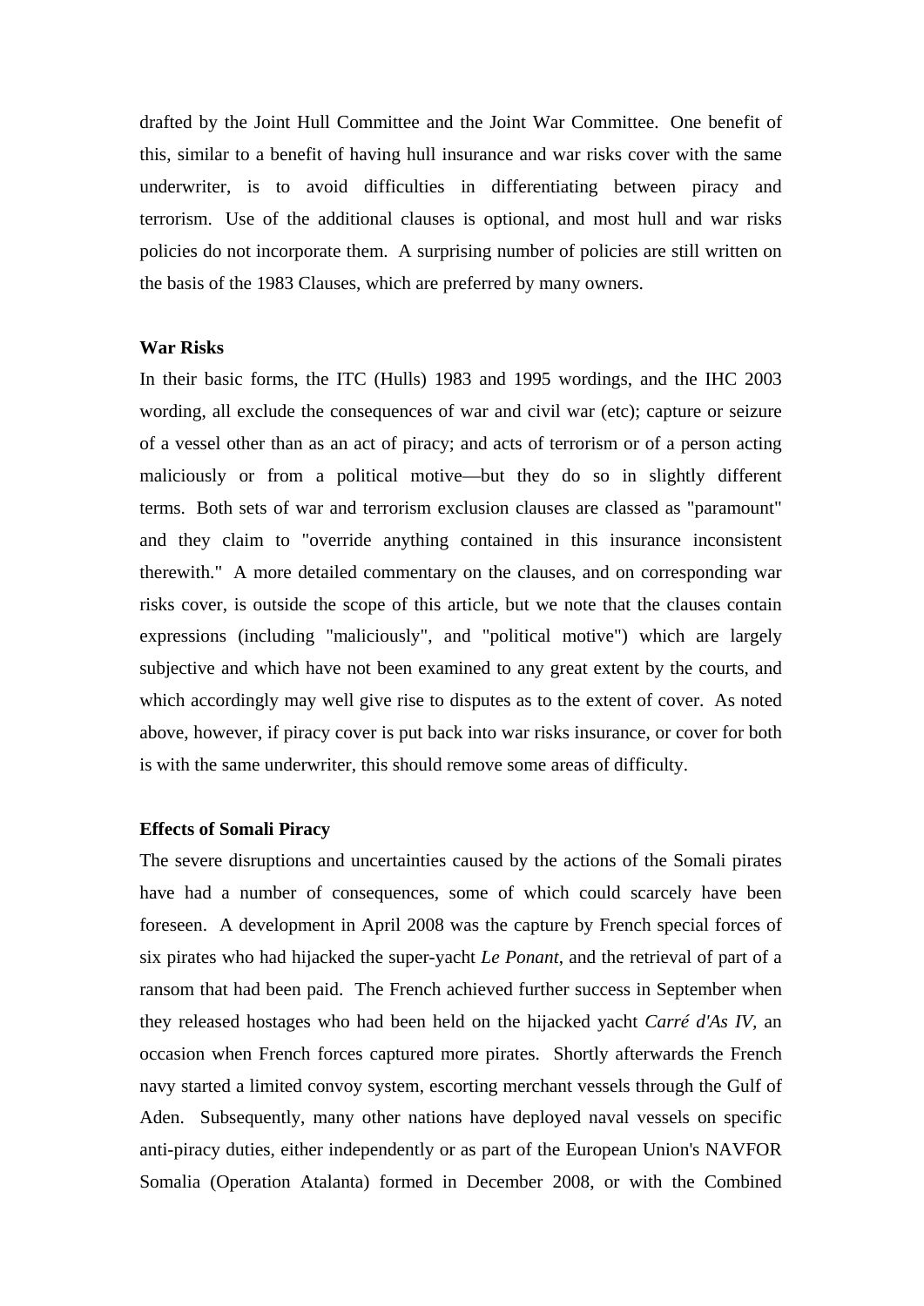drafted by the Joint Hull Committee and the Joint War Committee. One benefit of this, similar to a benefit of having hull insurance and war risks cover with the same underwriter, is to avoid difficulties in differentiating between piracy and terrorism. Use of the additional clauses is optional, and most hull and war risks policies do not incorporate them. A surprising number of policies are still written on the basis of the 1983 Clauses, which are preferred by many owners.

**War Risks**

In their basic forms, the ITC (Hulls) 1983 and 1995 wordings, and the IHC 2003 wording, all exclude the consequences of war and civil war (etc); capture or seizure of a vessel other than as an act of piracy; and acts of terrorism or of a person acting maliciously or from a political motive—but they do so in slightly different terms. Both sets of war and terrorism exclusion clauses are classed as "paramount" and they claim to "override anything contained in this insurance inconsistent therewith." A more detailed commentary on the clauses, and on corresponding war risks cover, is outside the scope of this article, but we note that the clauses contain expressions (including "maliciously", and "political motive") which are largely subjective and which have not been examined to any great extent by the courts, and which accordingly may well give rise to disputes as to the extent of cover. As noted above, however, if piracy cover is put back into war risks insurance, or cover for both is with the same underwriter, this should remove some areas of difficulty.

**Effects of Somali Piracy**

The severe disruptions and uncertainties caused by the actions of the Somali pirates have had a number of consequences, some of which could scarcely have been foreseen. A development in April 2008 was the capture by French special forces of six pirates who had hijacked the super-yacht *Le Ponant*, and the retrieval of part of a ransom that had been paid. The French achieved further success in September when they released hostages who had been held on the hijacked yacht *Carré d'As IV*, an occasion when French forces captured more pirates. Shortly afterwards the French navy started a limited convoy system, escorting merchant vessels through the Gulf of Aden. Subsequently, many other nations have deployed naval vessels on specific anti-piracy duties, either independently or as part of the European Union's NAVFOR Somalia (Operation Atalanta) formed in December 2008, or with the Combined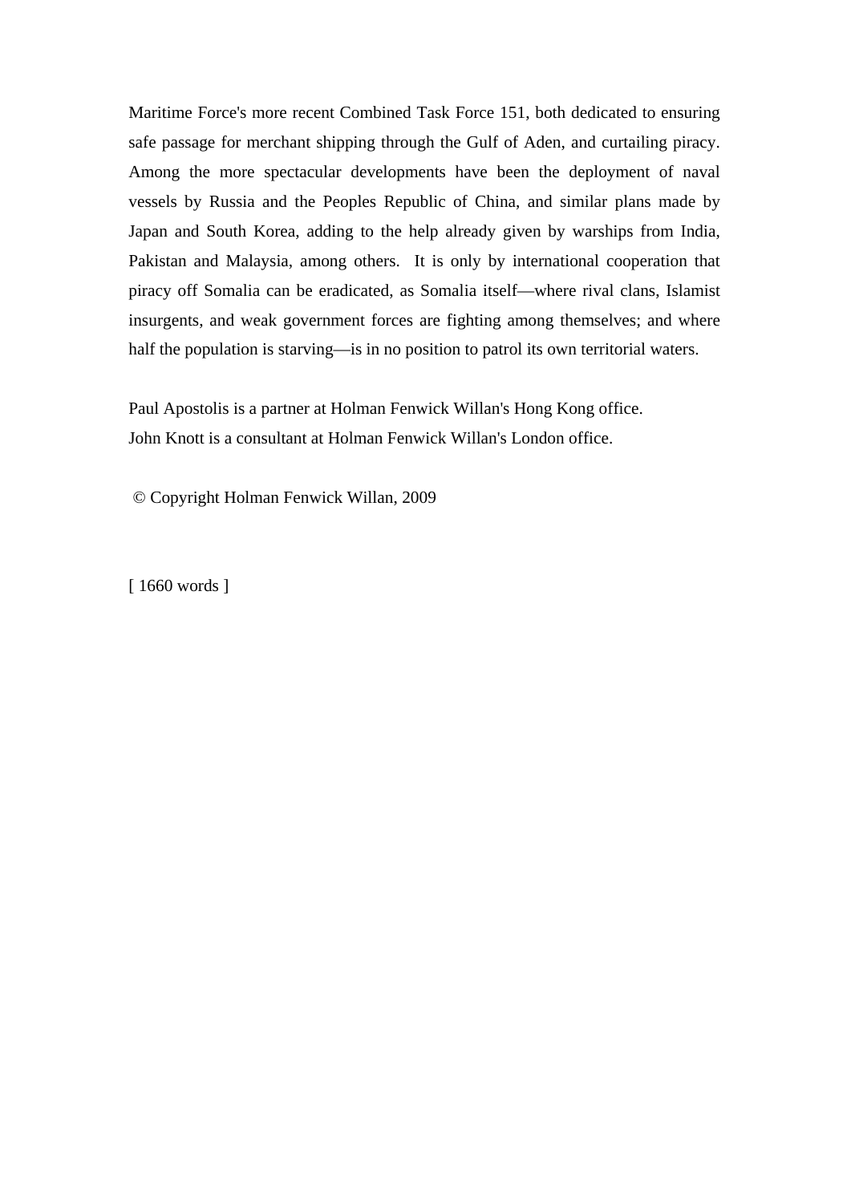Maritime Force's more recent Combined Task Force 151, both dedicated to ensuring safe passage for merchant shipping through the Gulf of Aden, and curtailing piracy. Among the more spectacular developments have been the deployment of naval vessels by Russia and the Peoples Republic of China, and similar plans made by Japan and South Korea, adding to the help already given by warships from India, Pakistan and Malaysia, among others. It is only by international cooperation that piracy off Somalia can be eradicated, as Somalia itself—where rival clans, Islamist insurgents, and weak government forces are fighting among themselves; and where half the population is starving—is in no position to patrol its own territorial waters.

Paul Apostolis is a partner at Holman Fenwick Willan's Hong Kong office.
John Knott is a consultant at Holman Fenwick Willan's London office.

© Copyright Holman Fenwick Willan, 2009

[ 1660 words ]